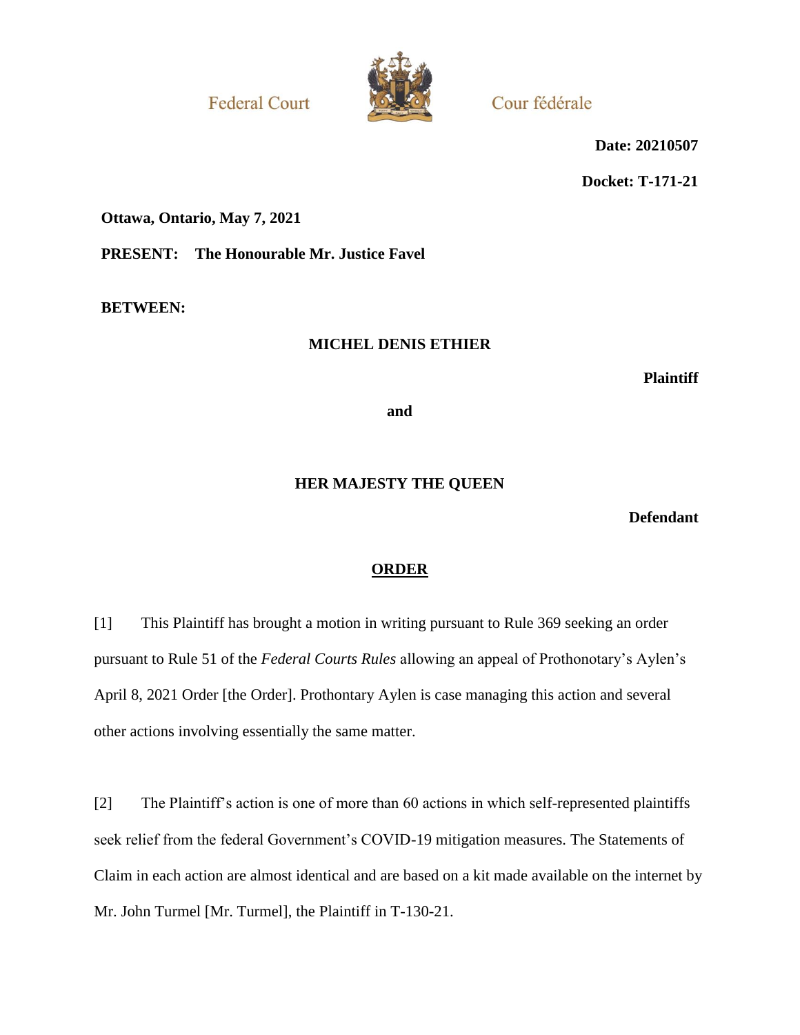Federal Court — Cour fédérale

**Date: 20210507**

**Docket: T-171-21**

**Ottawa, Ontario, May 7, 2021**

**PRESENT: The Honourable Mr. Justice Favel**

**BETWEEN:**

**MICHEL DENIS ETHIER**

**Plaintiff**

**and**

**HER MAJESTY THE QUEEN**

**Defendant**

## ORDER

[1] This Plaintiff has brought a motion in writing pursuant to Rule 369 seeking an order pursuant to Rule 51 of the *Federal Courts Rules* allowing an appeal of Prothonotary's Aylen's April 8, 2021 Order [the Order]. Prothontary Aylen is case managing this action and several other actions involving essentially the same matter.

[2] The Plaintiff's action is one of more than 60 actions in which self-represented plaintiffs seek relief from the federal Government's COVID-19 mitigation measures. The Statements of Claim in each action are almost identical and are based on a kit made available on the internet by Mr. John Turmel [Mr. Turmel], the Plaintiff in T-130-21.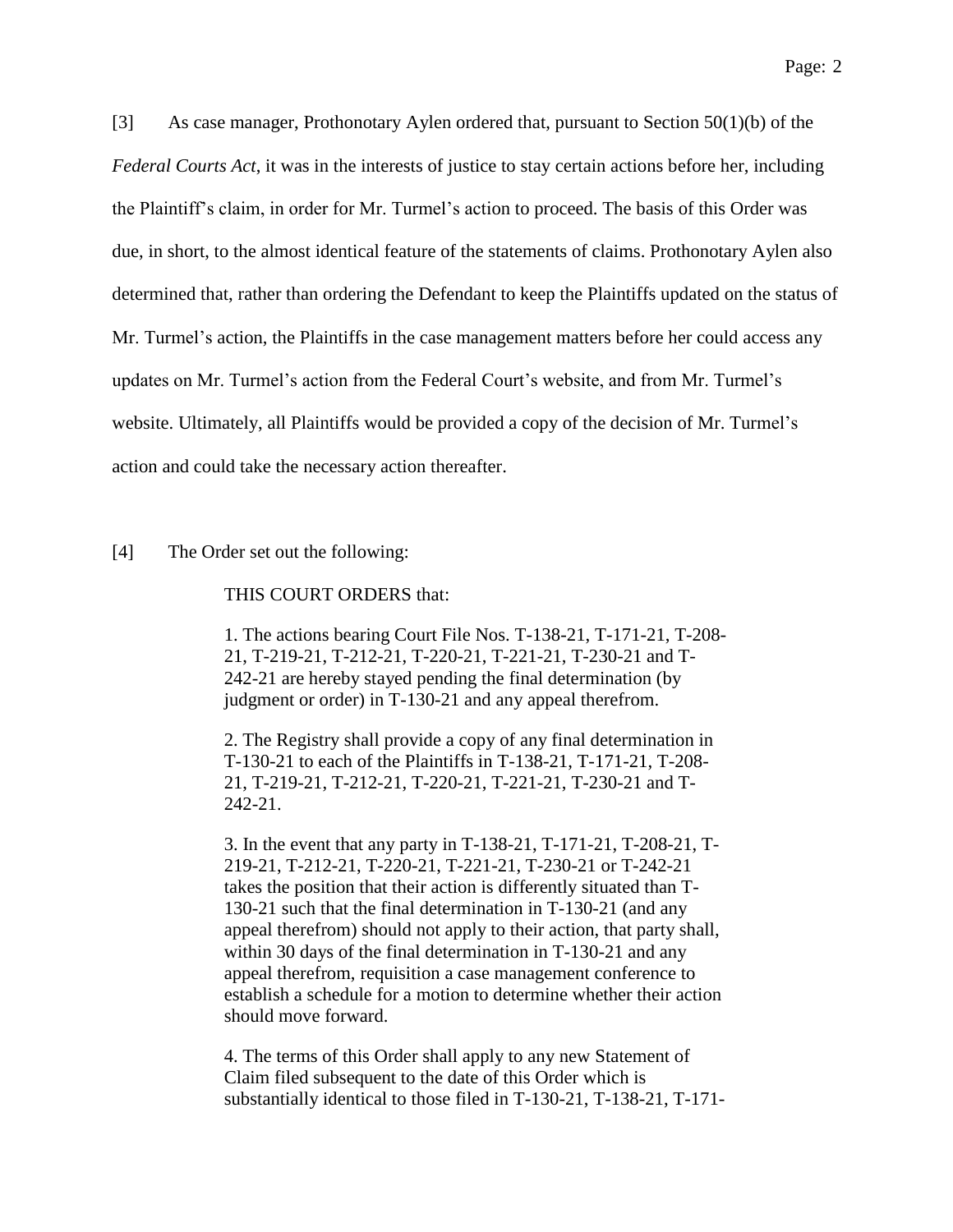[3] As case manager, Prothonotary Aylen ordered that, pursuant to Section 50(1)(b) of the *Federal Courts Act*, it was in the interests of justice to stay certain actions before her, including the Plaintiff's claim, in order for Mr. Turmel's action to proceed. The basis of this Order was due, in short, to the almost identical feature of the statements of claims. Prothonotary Aylen also determined that, rather than ordering the Defendant to keep the Plaintiffs updated on the status of Mr. Turmel's action, the Plaintiffs in the case management matters before her could access any updates on Mr. Turmel's action from the Federal Court's website, and from Mr. Turmel's website. Ultimately, all Plaintiffs would be provided a copy of the decision of Mr. Turmel's action and could take the necessary action thereafter.

[4] The Order set out the following:

> THIS COURT ORDERS that:
>
> 1. The actions bearing Court File Nos. T-138-21, T-171-21, T-208-21, T-219-21, T-212-21, T-220-21, T-221-21, T-230-21 and T-242-21 are hereby stayed pending the final determination (by judgment or order) in T-130-21 and any appeal therefrom.
>
> 2. The Registry shall provide a copy of any final determination in T-130-21 to each of the Plaintiffs in T-138-21, T-171-21, T-208-21, T-219-21, T-212-21, T-220-21, T-221-21, T-230-21 and T-242-21.
>
> 3. In the event that any party in T-138-21, T-171-21, T-208-21, T-219-21, T-212-21, T-220-21, T-221-21, T-230-21 or T-242-21 takes the position that their action is differently situated than T-130-21 such that the final determination in T-130-21 (and any appeal therefrom) should not apply to their action, that party shall, within 30 days of the final determination in T-130-21 and any appeal therefrom, requisition a case management conference to establish a schedule for a motion to determine whether their action should move forward.
>
> 4. The terms of this Order shall apply to any new Statement of Claim filed subsequent to the date of this Order which is substantially identical to those filed in T-130-21, T-138-21, T-171-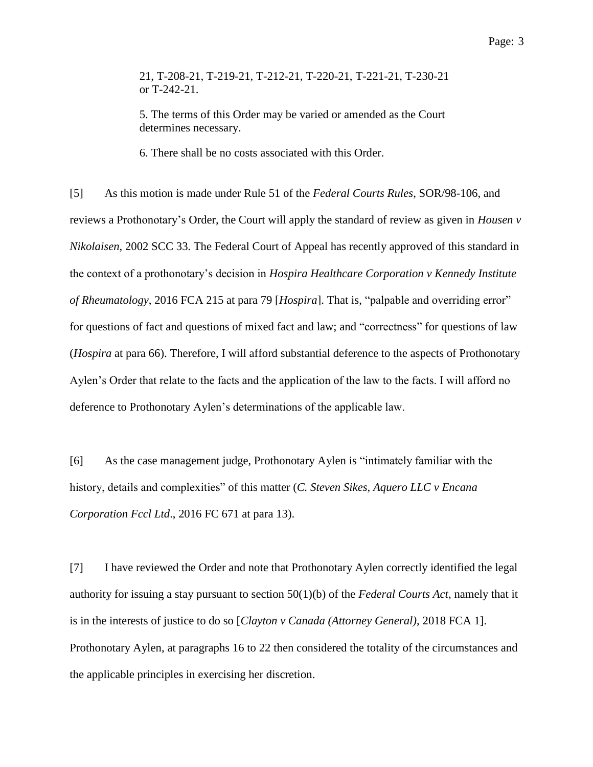21, T-208-21, T-219-21, T-212-21, T-220-21, T-221-21, T-230-21 or T-242-21.

5. The terms of this Order may be varied or amended as the Court determines necessary.

6. There shall be no costs associated with this Order.

[5] As this motion is made under Rule 51 of the *Federal Courts Rules*, SOR/98-106, and reviews a Prothonotary's Order, the Court will apply the standard of review as given in *Housen v Nikolaisen*, 2002 SCC 33. The Federal Court of Appeal has recently approved of this standard in the context of a prothonotary's decision in *Hospira Healthcare Corporation v Kennedy Institute of Rheumatology*, 2016 FCA 215 at para 79 [*Hospira*]. That is, "palpable and overriding error" for questions of fact and questions of mixed fact and law; and "correctness" for questions of law (*Hospira* at para 66). Therefore, I will afford substantial deference to the aspects of Prothonotary Aylen's Order that relate to the facts and the application of the law to the facts. I will afford no deference to Prothonotary Aylen's determinations of the applicable law.

[6] As the case management judge, Prothonotary Aylen is "intimately familiar with the history, details and complexities" of this matter (*C. Steven Sikes, Aquero LLC v Encana Corporation Fccl Ltd*., 2016 FC 671 at para 13).

[7] I have reviewed the Order and note that Prothonotary Aylen correctly identified the legal authority for issuing a stay pursuant to section 50(1)(b) of the *Federal Courts Act*, namely that it is in the interests of justice to do so [*Clayton v Canada (Attorney General)*, 2018 FCA 1]. Prothonotary Aylen, at paragraphs 16 to 22 then considered the totality of the circumstances and the applicable principles in exercising her discretion.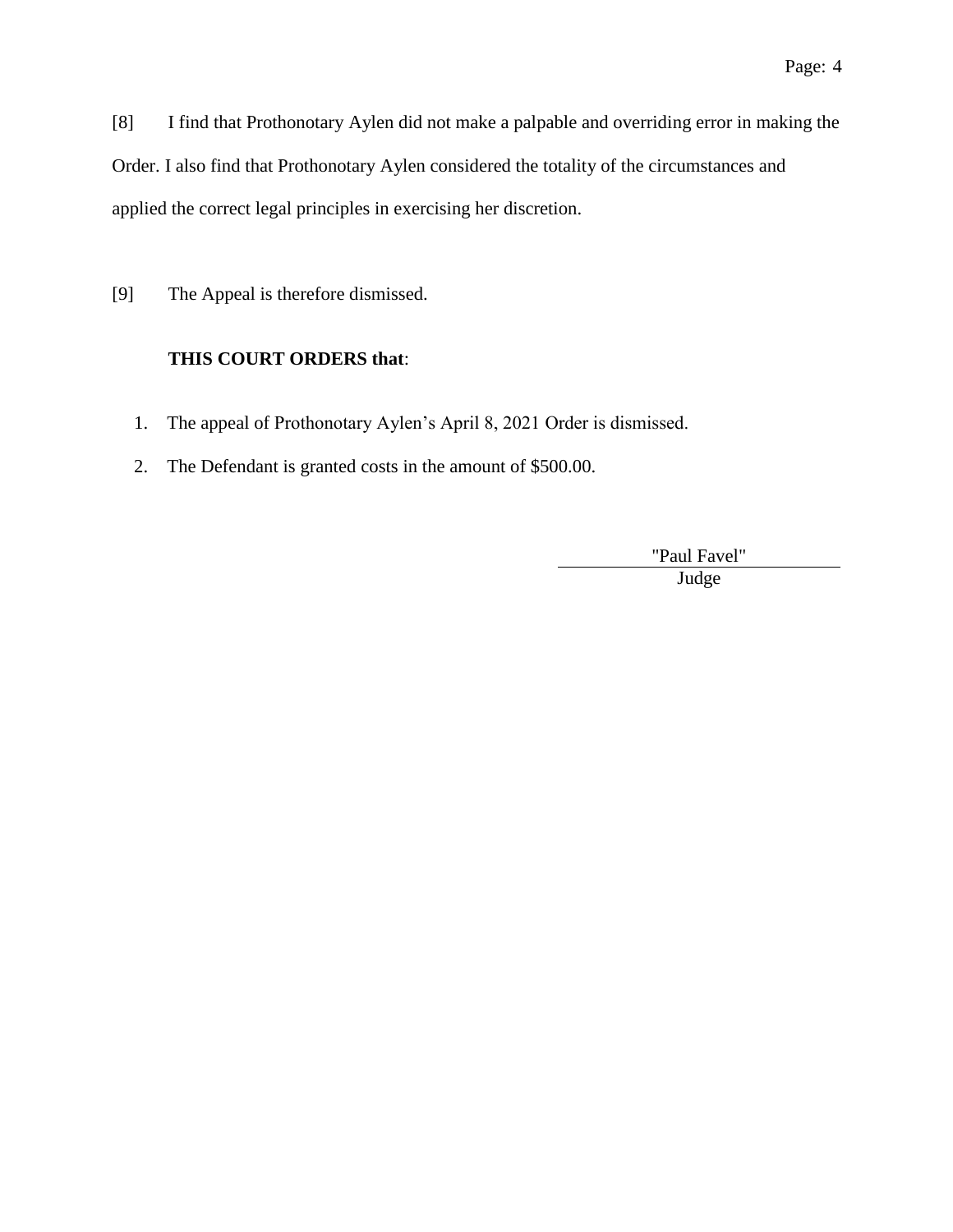[8] I find that Prothonotary Aylen did not make a palpable and overriding error in making the Order. I also find that Prothonotary Aylen considered the totality of the circumstances and applied the correct legal principles in exercising her discretion.

[9] The Appeal is therefore dismissed.

**THIS COURT ORDERS that**:

1. The appeal of Prothonotary Aylen's April 8, 2021 Order is dismissed.
2. The Defendant is granted costs in the amount of $500.00.

"Paul Favel"

Judge